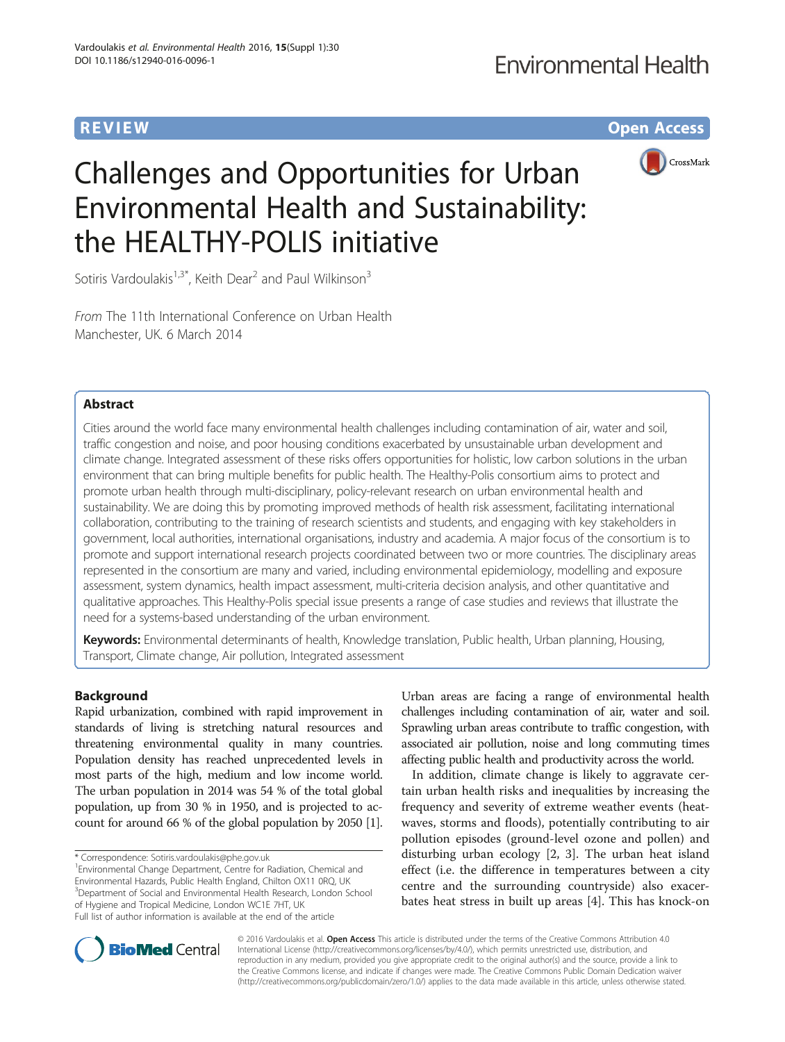REVIEW

Open Access

# Challenges and Opportunities for Urban Environmental Health and Sustainability: the HEALTHY-POLIS initiative

Sotiris Vardoulakis[1,3*], Keith Dear[2] and Paul Wilkinson[3]

*From* The 11th International Conference on Urban Health
Manchester, UK. 6 March 2014

## Abstract

Cities around the world face many environmental health challenges including contamination of air, water and soil, traffic congestion and noise, and poor housing conditions exacerbated by unsustainable urban development and climate change. Integrated assessment of these risks offers opportunities for holistic, low carbon solutions in the urban environment that can bring multiple benefits for public health. The Healthy-Polis consortium aims to protect and promote urban health through multi-disciplinary, policy-relevant research on urban environmental health and sustainability. We are doing this by promoting improved methods of health risk assessment, facilitating international collaboration, contributing to the training of research scientists and students, and engaging with key stakeholders in government, local authorities, international organisations, industry and academia. A major focus of the consortium is to promote and support international research projects coordinated between two or more countries. The disciplinary areas represented in the consortium are many and varied, including environmental epidemiology, modelling and exposure assessment, system dynamics, health impact assessment, multi-criteria decision analysis, and other quantitative and qualitative approaches. This Healthy-Polis special issue presents a range of case studies and reviews that illustrate the need for a systems-based understanding of the urban environment.

**Keywords:** Environmental determinants of health, Knowledge translation, Public health, Urban planning, Housing, Transport, Climate change, Air pollution, Integrated assessment

## Background

Rapid urbanization, combined with rapid improvement in standards of living is stretching natural resources and threatening environmental quality in many countries. Population density has reached unprecedented levels in most parts of the high, medium and low income world. The urban population in 2014 was 54 % of the total global population, up from 30 % in 1950, and is projected to account for around 66 % of the global population by 2050 [1].

Urban areas are facing a range of environmental health challenges including contamination of air, water and soil. Sprawling urban areas contribute to traffic congestion, with associated air pollution, noise and long commuting times affecting public health and productivity across the world.

In addition, climate change is likely to aggravate certain urban health risks and inequalities by increasing the frequency and severity of extreme weather events (heatwaves, storms and floods), potentially contributing to air pollution episodes (ground-level ozone and pollen) and disturbing urban ecology [2, 3]. The urban heat island effect (i.e. the difference in temperatures between a city centre and the surrounding countryside) also exacerbates heat stress in built up areas [4]. This has knock-on

\* Correspondence: Sotiris.vardoulakis@phe.gov.uk
[1]Environmental Change Department, Centre for Radiation, Chemical and Environmental Hazards, Public Health England, Chilton OX11 0RQ, UK
[3]Department of Social and Environmental Health Research, London School of Hygiene and Tropical Medicine, London WC1E 7HT, UK
Full list of author information is available at the end of the article

© 2016 Vardoulakis et al. **Open Access** This article is distributed under the terms of the Creative Commons Attribution 4.0 International License (http://creativecommons.org/licenses/by/4.0/), which permits unrestricted use, distribution, and reproduction in any medium, provided you give appropriate credit to the original author(s) and the source, provide a link to the Creative Commons license, and indicate if changes were made. The Creative Commons Public Domain Dedication waiver (http://creativecommons.org/publicdomain/zero/1.0/) applies to the data made available in this article, unless otherwise stated.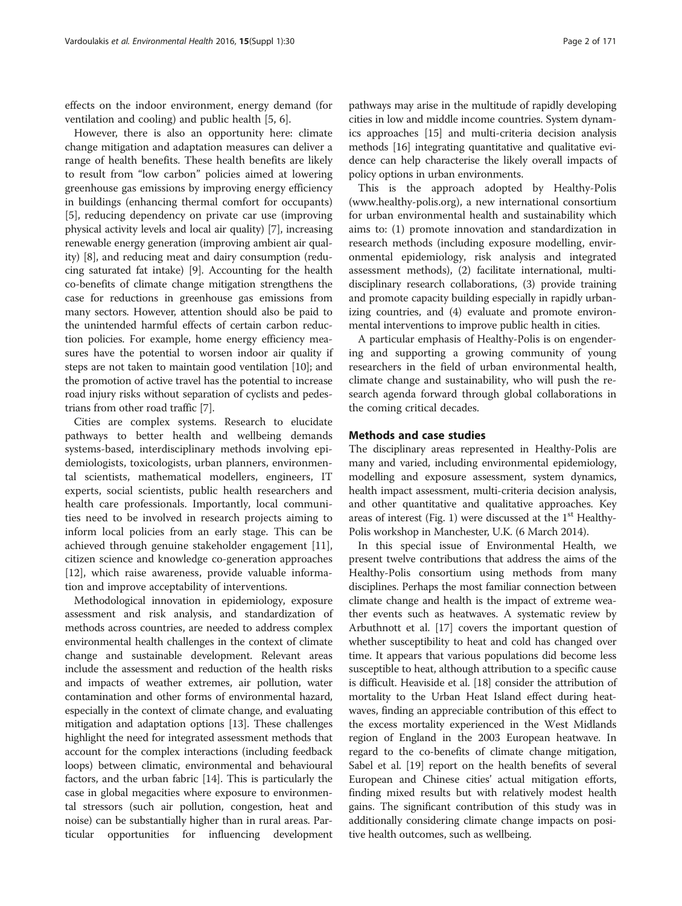effects on the indoor environment, energy demand (for ventilation and cooling) and public health [5, 6].

However, there is also an opportunity here: climate change mitigation and adaptation measures can deliver a range of health benefits. These health benefits are likely to result from "low carbon" policies aimed at lowering greenhouse gas emissions by improving energy efficiency in buildings (enhancing thermal comfort for occupants) [5], reducing dependency on private car use (improving physical activity levels and local air quality) [7], increasing renewable energy generation (improving ambient air quality) [8], and reducing meat and dairy consumption (reducing saturated fat intake) [9]. Accounting for the health co-benefits of climate change mitigation strengthens the case for reductions in greenhouse gas emissions from many sectors. However, attention should also be paid to the unintended harmful effects of certain carbon reduction policies. For example, home energy efficiency measures have the potential to worsen indoor air quality if steps are not taken to maintain good ventilation [10]; and the promotion of active travel has the potential to increase road injury risks without separation of cyclists and pedestrians from other road traffic [7].

Cities are complex systems. Research to elucidate pathways to better health and wellbeing demands systems-based, interdisciplinary methods involving epidemiologists, toxicologists, urban planners, environmental scientists, mathematical modellers, engineers, IT experts, social scientists, public health researchers and health care professionals. Importantly, local communities need to be involved in research projects aiming to inform local policies from an early stage. This can be achieved through genuine stakeholder engagement [11], citizen science and knowledge co-generation approaches [12], which raise awareness, provide valuable information and improve acceptability of interventions.

Methodological innovation in epidemiology, exposure assessment and risk analysis, and standardization of methods across countries, are needed to address complex environmental health challenges in the context of climate change and sustainable development. Relevant areas include the assessment and reduction of the health risks and impacts of weather extremes, air pollution, water contamination and other forms of environmental hazard, especially in the context of climate change, and evaluating mitigation and adaptation options [13]. These challenges highlight the need for integrated assessment methods that account for the complex interactions (including feedback loops) between climatic, environmental and behavioural factors, and the urban fabric [14]. This is particularly the case in global megacities where exposure to environmental stressors (such air pollution, congestion, heat and noise) can be substantially higher than in rural areas. Particular opportunities for influencing development pathways may arise in the multitude of rapidly developing cities in low and middle income countries. System dynamics approaches [15] and multi-criteria decision analysis methods [16] integrating quantitative and qualitative evidence can help characterise the likely overall impacts of policy options in urban environments.

This is the approach adopted by Healthy-Polis (www.healthy-polis.org), a new international consortium for urban environmental health and sustainability which aims to: (1) promote innovation and standardization in research methods (including exposure modelling, environmental epidemiology, risk analysis and integrated assessment methods), (2) facilitate international, multi-disciplinary research collaborations, (3) provide training and promote capacity building especially in rapidly urbanizing countries, and (4) evaluate and promote environmental interventions to improve public health in cities.

A particular emphasis of Healthy-Polis is on engendering and supporting a growing community of young researchers in the field of urban environmental health, climate change and sustainability, who will push the research agenda forward through global collaborations in the coming critical decades.

## Methods and case studies

The disciplinary areas represented in Healthy-Polis are many and varied, including environmental epidemiology, modelling and exposure assessment, system dynamics, health impact assessment, multi-criteria decision analysis, and other quantitative and qualitative approaches. Key areas of interest (Fig. 1) were discussed at the 1st Healthy-Polis workshop in Manchester, U.K. (6 March 2014).

In this special issue of Environmental Health, we present twelve contributions that address the aims of the Healthy-Polis consortium using methods from many disciplines. Perhaps the most familiar connection between climate change and health is the impact of extreme weather events such as heatwaves. A systematic review by Arbuthnott et al. [17] covers the important question of whether susceptibility to heat and cold has changed over time. It appears that various populations did become less susceptible to heat, although attribution to a specific cause is difficult. Heaviside et al. [18] consider the attribution of mortality to the Urban Heat Island effect during heatwaves, finding an appreciable contribution of this effect to the excess mortality experienced in the West Midlands region of England in the 2003 European heatwave. In regard to the co-benefits of climate change mitigation, Sabel et al. [19] report on the health benefits of several European and Chinese cities' actual mitigation efforts, finding mixed results but with relatively modest health gains. The significant contribution of this study was in additionally considering climate change impacts on positive health outcomes, such as wellbeing.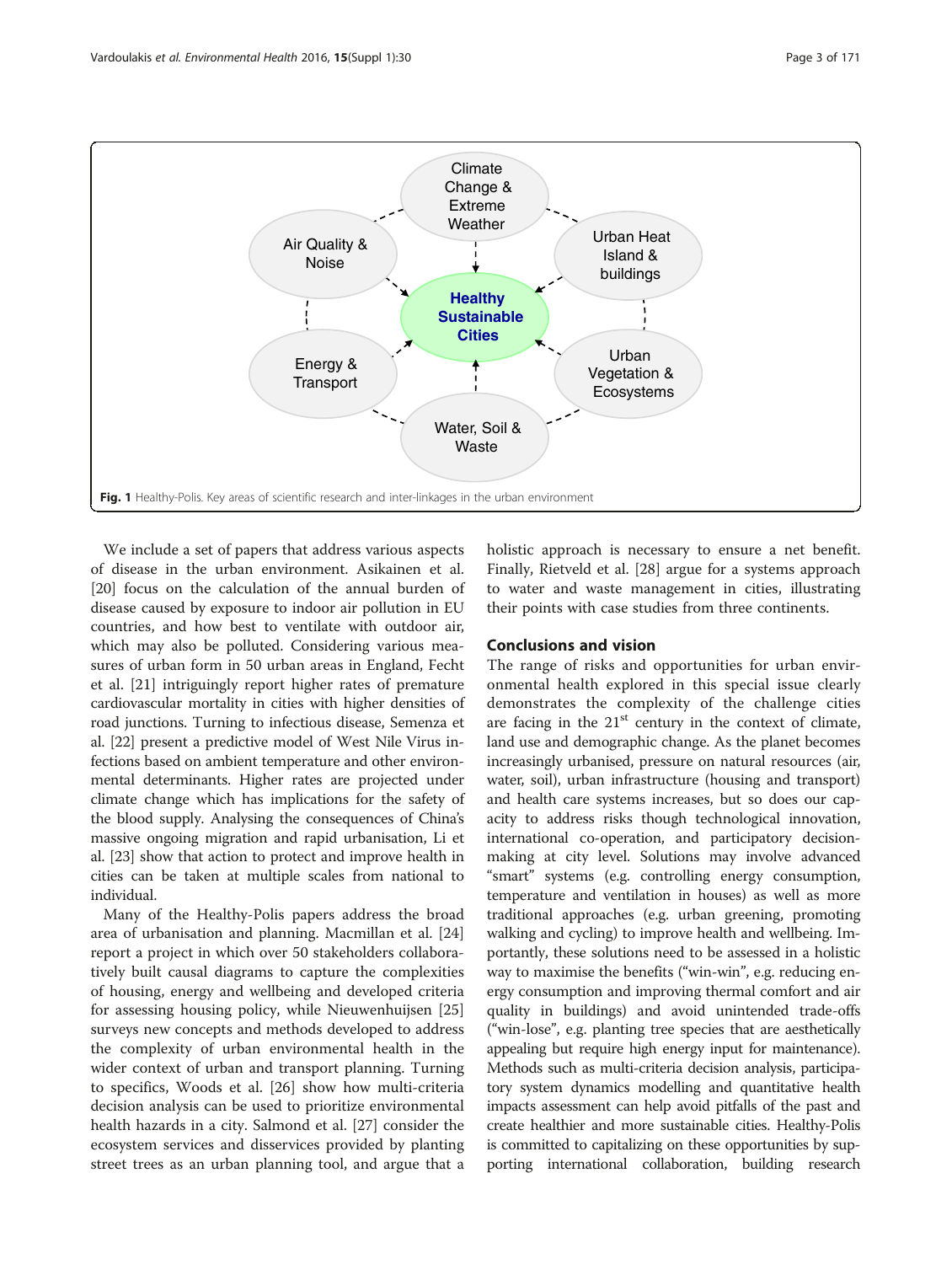Fig. 1 Healthy-Polis. Key areas of scientific research and inter-linkages in the urban environment

We include a set of papers that address various aspects of disease in the urban environment. Asikainen et al. [20] focus on the calculation of the annual burden of disease caused by exposure to indoor air pollution in EU countries, and how best to ventilate with outdoor air, which may also be polluted. Considering various measures of urban form in 50 urban areas in England, Fecht et al. [21] intriguingly report higher rates of premature cardiovascular mortality in cities with higher densities of road junctions. Turning to infectious disease, Semenza et al. [22] present a predictive model of West Nile Virus infections based on ambient temperature and other environmental determinants. Higher rates are projected under climate change which has implications for the safety of the blood supply. Analysing the consequences of China's massive ongoing migration and rapid urbanisation, Li et al. [23] show that action to protect and improve health in cities can be taken at multiple scales from national to individual.

Many of the Healthy-Polis papers address the broad area of urbanisation and planning. Macmillan et al. [24] report a project in which over 50 stakeholders collaboratively built causal diagrams to capture the complexities of housing, energy and wellbeing and developed criteria for assessing housing policy, while Nieuwenhuijsen [25] surveys new concepts and methods developed to address the complexity of urban environmental health in the wider context of urban and transport planning. Turning to specifics, Woods et al. [26] show how multi-criteria decision analysis can be used to prioritize environmental health hazards in a city. Salmond et al. [27] consider the ecosystem services and disservices provided by planting street trees as an urban planning tool, and argue that a holistic approach is necessary to ensure a net benefit. Finally, Rietveld et al. [28] argue for a systems approach to water and waste management in cities, illustrating their points with case studies from three continents.

## Conclusions and vision

The range of risks and opportunities for urban environmental health explored in this special issue clearly demonstrates the complexity of the challenge cities are facing in the 21st century in the context of climate, land use and demographic change. As the planet becomes increasingly urbanised, pressure on natural resources (air, water, soil), urban infrastructure (housing and transport) and health care systems increases, but so does our capacity to address risks though technological innovation, international co-operation, and participatory decision-making at city level. Solutions may involve advanced "smart" systems (e.g. controlling energy consumption, temperature and ventilation in houses) as well as more traditional approaches (e.g. urban greening, promoting walking and cycling) to improve health and wellbeing. Importantly, these solutions need to be assessed in a holistic way to maximise the benefits ("win-win", e.g. reducing energy consumption and improving thermal comfort and air quality in buildings) and avoid unintended trade-offs ("win-lose", e.g. planting tree species that are aesthetically appealing but require high energy input for maintenance). Methods such as multi-criteria decision analysis, participatory system dynamics modelling and quantitative health impacts assessment can help avoid pitfalls of the past and create healthier and more sustainable cities. Healthy-Polis is committed to capitalizing on these opportunities by supporting international collaboration, building research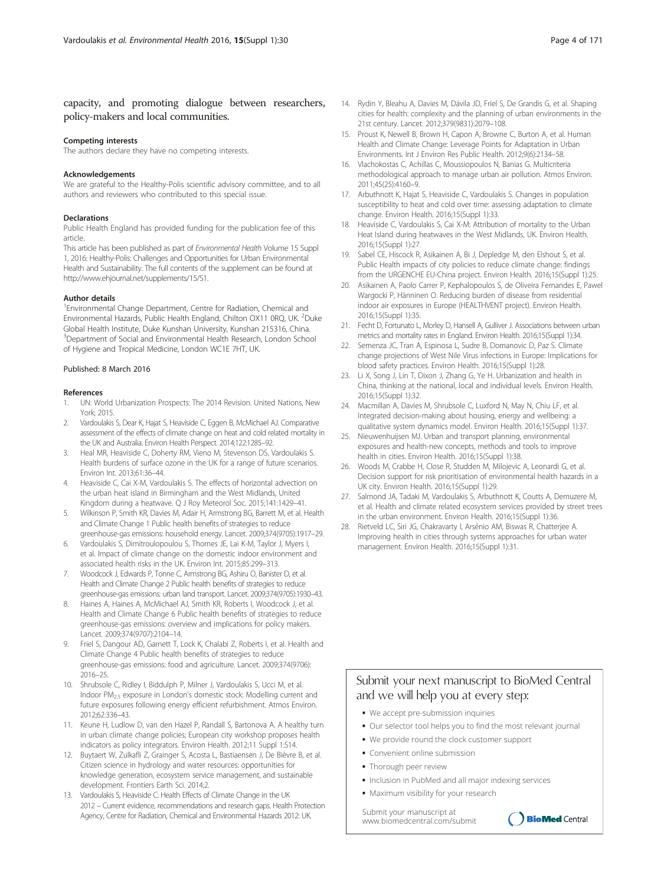capacity, and promoting dialogue between researchers, policy-makers and local communities.

#### Competing interests

The authors declare they have no competing interests.

#### Acknowledgements

We are grateful to the Healthy-Polis scientific advisory committee, and to all authors and reviewers who contributed to this special issue.

#### Declarations

Public Health England has provided funding for the publication fee of this article.

This article has been published as part of *Environmental Health* Volume 15 Suppl 1, 2016: Healthy-Polis: Challenges and Opportunities for Urban Environmental Health and Sustainability. The full contents of the supplement can be found at http://www.ehjournal.net/supplements/15/S1.

#### Author details

[1]Environmental Change Department, Centre for Radiation, Chemical and Environmental Hazards, Public Health England, Chilton OX11 0RQ, UK. [2]Duke Global Health Institute, Duke Kunshan University, Kunshan 215316, China. [3]Department of Social and Environmental Health Research, London School of Hygiene and Tropical Medicine, London WC1E 7HT, UK.

Published: 8 March 2016

#### References

1. UN: World Urbanization Prospects: The 2014 Revision. United Nations, New York; 2015.
2. Vardoulakis S, Dear K, Hajat S, Heaviside C, Eggen B, McMichael AJ. Comparative assessment of the effects of climate change on heat and cold related mortality in the UK and Australia. Environ Health Perspect. 2014;122:1285–92.
3. Heal MR, Heaviside C, Doherty RM, Vieno M, Stevenson DS, Vardoulakis S. Health burdens of surface ozone in the UK for a range of future scenarios. Environ Int. 2013;61:36–44.
4. Heaviside C, Cai X-M, Vardoulakis S. The effects of horizontal advection on the urban heat island in Birmingham and the West Midlands, United Kingdom during a heatwave. Q J Roy Meteorol Soc. 2015;141:1429–41.
5. Wilkinson P, Smith KR, Davies M, Adair H, Armstrong BG, Barrett M, et al. Health and Climate Change 1 Public health benefits of strategies to reduce greenhouse-gas emissions: household energy. Lancet. 2009;374(9705):1917–29.
6. Vardoulakis S, Dimitroulopoulou S, Thornes JE, Lai K-M, Taylor J, Myers I, et al. Impact of climate change on the domestic indoor environment and associated health risks in the UK. Environ Int. 2015;85:299–313.
7. Woodcock J, Edwards P, Tonne C, Armstrong BG, Ashiru O, Banister D, et al. Health and Climate Change 2 Public health benefits of strategies to reduce greenhouse-gas emissions: urban land transport. Lancet. 2009;374(9705):1930–43.
8. Haines A, Haines A, McMichael AJ, Smith KR, Roberts I, Woodcock J, et al. Health and Climate Change 6 Public health benefits of strategies to reduce greenhouse-gas emissions: overview and implications for policy makers. Lancet. 2009;374(9707):2104–14.
9. Friel S, Dangour AD, Garnett T, Lock K, Chalabi Z, Roberts I, et al. Health and Climate Change 4 Public health benefits of strategies to reduce greenhouse-gas emissions: food and agriculture. Lancet. 2009;374(9706):2016–25.
10. Shrubsole C, Ridley I, Biddulph P, Milner J, Vardoulakis S, Ucci M, et al. Indoor $PM_{2.5}$ exposure in London's domestic stock: Modelling current and future exposures following energy efficient refurbishment. Atmos Environ. 2012;62:336–43.
11. Keune H, Ludlow D, van den Hazel P, Randall S, Bartonova A. A healthy turn in urban climate change policies; European city workshop proposes health indicators as policy integrators. Environ Health. 2012;11 Suppl 1:S14.
12. Buytaert W, Zulkafli Z, Grainger S, Acosta L, Bastiaensen J, De Bièvre B, et al. Citizen science in hydrology and water resources: opportunities for knowledge generation, ecosystem service management, and sustainable development. Frontiers Earth Sci. 2014;2.
13. Vardoulakis S, Heaviside C: Health Effects of Climate Change in the UK 2012 – Current evidence, recommendations and research gaps. Health Protection Agency, Centre for Radiation, Chemical and Environmental Hazards 2012: UK.
14. Rydin Y, Bleahu A, Davies M, Dávila JD, Friel S, De Grandis G, et al. Shaping cities for health: complexity and the planning of urban environments in the 21st century. Lancet. 2012;379(9831):2079–108.
15. Proust K, Newell B, Brown H, Capon A, Browne C, Burton A, et al. Human Health and Climate Change: Leverage Points for Adaptation in Urban Environments. Int J Environ Res Public Health. 2012;9(6):2134–58.
16. Vlachokostas C, Achillas C, Moussiopoulos N, Banias G. Multicriteria methodological approach to manage urban air pollution. Atmos Environ. 2011;45(25):4160–9.
17. Arbuthnott K, Hajat S, Heaviside C, Vardoulakis S. Changes in population susceptibility to heat and cold over time: assessing adaptation to climate change. Environ Health. 2016;15(Suppl 1):33.
18. Heaviside C, Vardoulakis S, Cai X-M: Attribution of mortality to the Urban Heat Island during heatwaves in the West Midlands, UK. Environ Health. 2016;15(Suppl 1):27.
19. Sabel CE, Hiscock R, Asikainen A, Bi J, Depledge M, den Elshout S, et al. Public Health impacts of city policies to reduce climate change: findings from the URGENCHE EU-China project. Environ Health. 2016;15(Suppl 1):25.
20. Asikainen A, Paolo Carrer P, Kephalopoulos S, de Oliveira Fernandes E, Pawel Wargocki P, Hänninen O. Reducing burden of disease from residential indoor air exposures in Europe (HEALTHVENT project). Environ Health. 2016;15(Suppl 1):35.
21. Fecht D, Fortunato L, Morley D, Hansell A, Gulliver J. Associations between urban metrics and mortality rates in England. Environ Health. 2016;15(Suppl 1):34.
22. Semenza JC, Tran A, Espinosa L, Sudre B, Domanovic D, Paz S. Climate change projections of West Nile Virus infections in Europe: Implications for blood safety practices. Environ Health. 2016;15(Suppl 1):28.
23. Li X, Song J, Lin T, Dixon J, Zhang G, Ye H. Urbanization and health in China, thinking at the national, local and individual levels. Environ Health. 2016;15(Suppl 1):32.
24. Macmillan A, Davies M, Shrubsole C, Luxford N, May N, Chiu LF, et al. Integrated decision-making about housing, energy and wellbeing: a qualitative system dynamics model. Environ Health. 2016;15(Suppl 1):37.
25. Nieuwenhuijsen MJ. Urban and transport planning, environmental exposures and health-new concepts, methods and tools to improve health in cities. Environ Health. 2016;15(Suppl 1):38.
26. Woods M, Crabbe H, Close R, Studden M, Milojevic A, Leonardi G, et al. Decision support for risk prioritisation of environmental health hazards in a UK city. Environ Health. 2016;15(Suppl 1):29.
27. Salmond JA, Tadaki M, Vardoulakis S, Arbuthnott K, Coutts A, Demuzere M, et al. Health and climate related ecosystem services provided by street trees in the urban environment. Environ Health. 2016;15(Suppl 1):36.
28. Rietveld LC, Siri JG, Chakravarty I, Arsénio AM, Biswas R, Chatterjee A. Improving health in cities through systems approaches for urban water management. Environ Health. 2016;15(Suppl 1):31.

Submit your next manuscript to BioMed Central and we will help you at every step:

- We accept pre-submission inquiries
- Our selector tool helps you to find the most relevant journal
- We provide round the clock customer support
- Convenient online submission
- Thorough peer review
- Inclusion in PubMed and all major indexing services
- Maximum visibility for your research

Submit your manuscript at www.biomedcentral.com/submit

BioMed Central